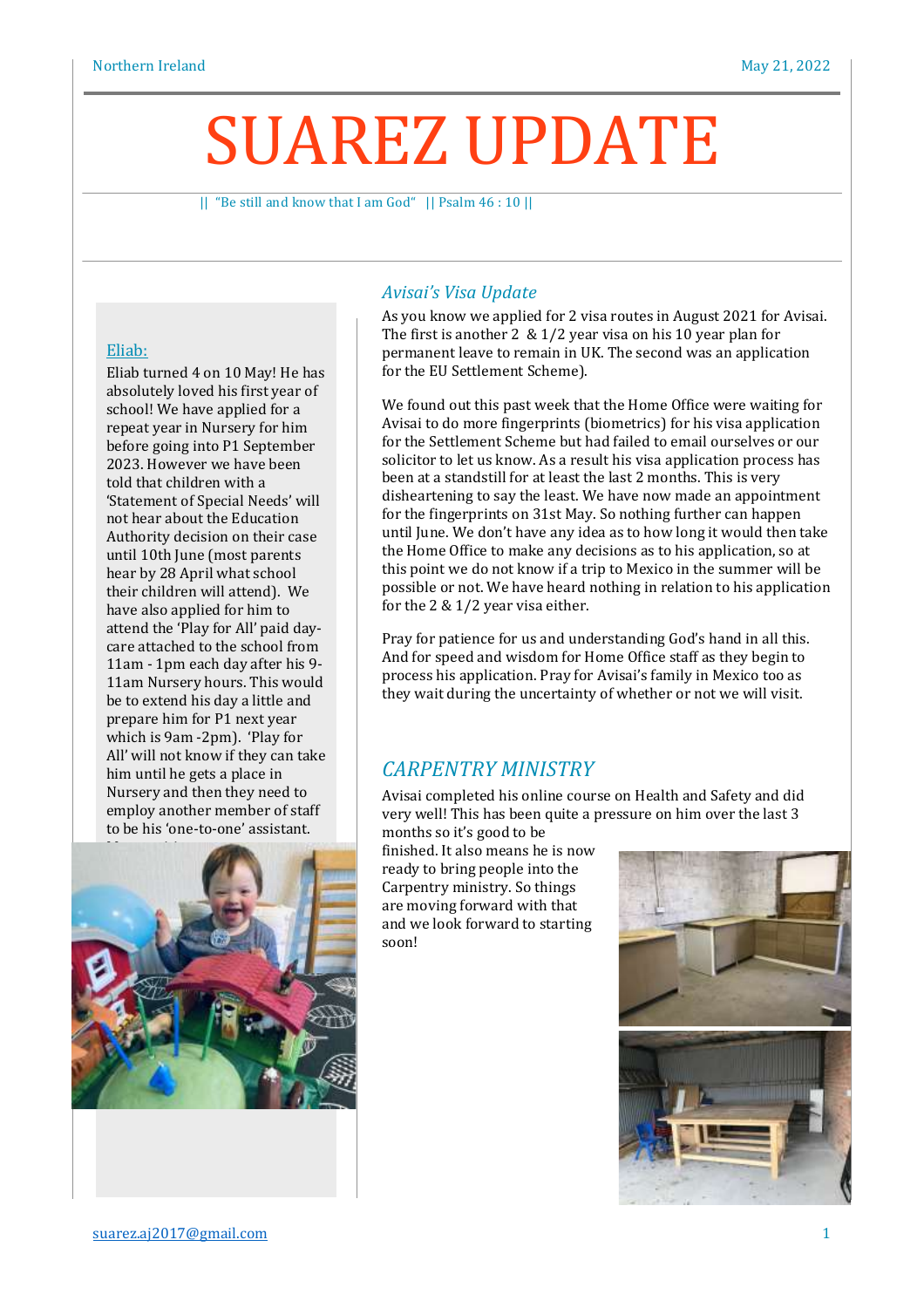# SUAREZ UPDATE

|| "Be still and know that I am God" || Psalm 46 : 10 ||

## Eliab:

Eliab turned 4 on 10 May! He has absolutely loved his first year of school! We have applied for a repeat year in Nursery for him before going into P1 September 2023. However we have been told that children with a 'Statement of Special Needs' will not hear about the Education Authority decision on their case until 10th June (most parents hear by 28 April what school their children will attend). We have also applied for him to attend the 'Play for All' paid day-care attached to the school from 11am - 1pm each day after his 9-11am Nursery hours. This would be to extend his day a little and prepare him for P1 next year which is 9am -2pm). 'Play for All' will not know if they can take him until he gets a place in Nursery and then they need to employ another member of staff to be his 'one-to-one' assistant.

## *Avisai's Visa Update*

As you know we applied for 2 visa routes in August 2021 for Avisai. The first is another 2 & 1/2 year visa on his 10 year plan for permanent leave to remain in UK. The second was an application for the EU Settlement Scheme).

We found out this past week that the Home Office were waiting for Avisai to do more fingerprints (biometrics) for his visa application for the Settlement Scheme but had failed to email ourselves or our solicitor to let us know. As a result his visa application process has been at a standstill for at least the last 2 months. This is very disheartening to say the least. We have now made an appointment for the fingerprints on 31st May. So nothing further can happen until June. We don't have any idea as to how long it would then take the Home Office to make any decisions as to his application, so at this point we do not know if a trip to Mexico in the summer will be possible or not. We have heard nothing in relation to his application for the 2 & 1/2 year visa either.

Pray for patience for us and understanding God's hand in all this. And for speed and wisdom for Home Office staff as they begin to process his application. Pray for Avisai's family in Mexico too as they wait during the uncertainty of whether or not we will visit.

## *CARPENTRY MINISTRY*

Avisai completed his online course on Health and Safety and did very well! This has been quite a pressure on him over the last 3 months so it's good to be finished. It also means he is now ready to bring people into the Carpentry ministry. So things are moving forward with that and we look forward to starting soon!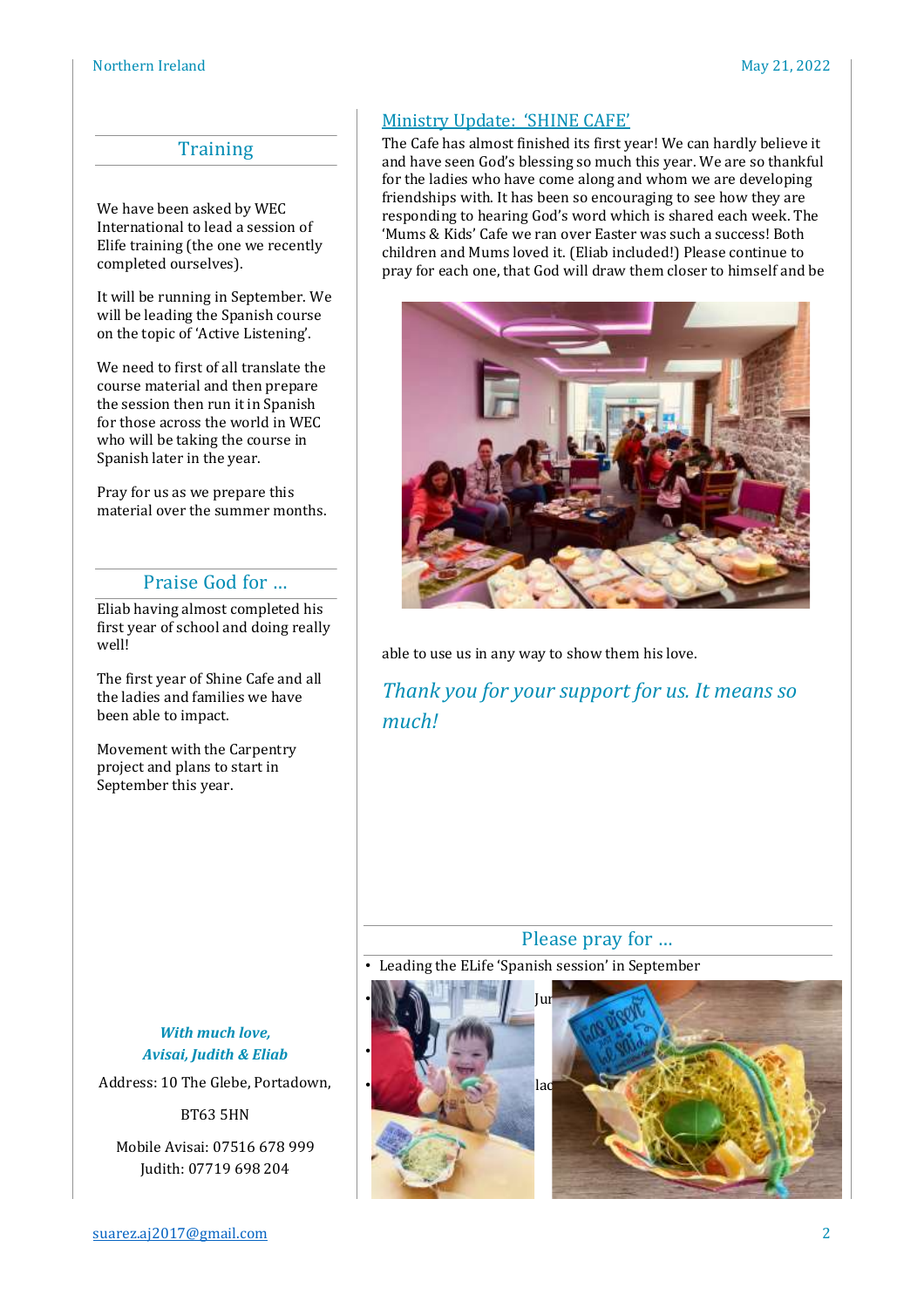## Training

We have been asked by WEC International to lead a session of Elife training (the one we recently completed ourselves).

It will be running in September. We will be leading the Spanish course on the topic of 'Active Listening'.

We need to first of all translate the course material and then prepare the session then run it in Spanish for those across the world in WEC who will be taking the course in Spanish later in the year.

Pray for us as we prepare this material over the summer months.

## Praise God for ...

Eliab having almost completed his first year of school and doing really well!

The first year of Shine Cafe and all the ladies and families we have been able to impact.

Movement with the Carpentry project and plans to start in September this year.

*With much love,*
*Avisai, Judith & Eliab*

Address: 10 The Glebe, Portadown,

BT63 5HN

Mobile Avisai: 07516 678 999
Judith: 07719 698 204

## Ministry Update: 'SHINE CAFE'

The Cafe has almost finished its first year! We can hardly believe it and have seen God's blessing so much this year. We are so thankful for the ladies who have come along and whom we are developing friendships with. It has been so encouraging to see how they are responding to hearing God's word which is shared each week. The 'Mums & Kids' Cafe we ran over Easter was such a success! Both children and Mums loved it. (Eliab included!) Please continue to pray for each one, that God will draw them closer to himself and be able to use us in any way to show them his love.

*Thank you for your support for us. It means so much!*

## Please pray for ...

- Leading the ELife 'Spanish session' in September
- Jur
- 
- lac

suarez.aj2017@gmail.com